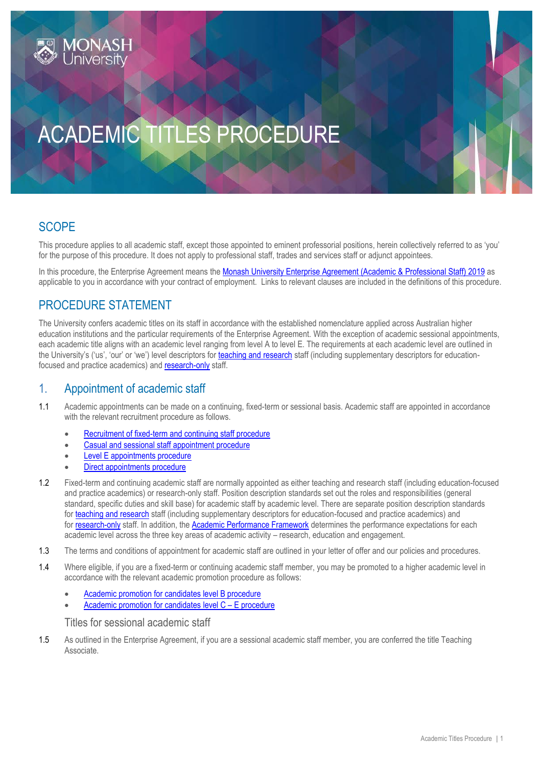# ACADEMIC TITLES PROCEDURE

## SCOPE

This procedure applies to all academic staff, except those appointed to eminent professorial positions, herein collectively referred to as 'you' for the purpose of this procedure. It does not apply to professional staff, trades and services staff or adjunct appointees.

In this procedure, the Enterprise Agreement means the Monash University Enterprise Agreement (Academic & Professional Staff) 2019 as applicable to you in accordance with your contract of employment. Links to relevant clauses are included in the definitions of this procedure.

## PROCEDURE STATEMENT

The University confers academic titles on its staff in accordance with the established nomenclature applied across Australian higher education institutions and the particular requirements of the Enterprise Agreement. With the exception of academic sessional appointments, each academic title aligns with an academic level ranging from level A to level E. The requirements at each academic level are outlined in the University's ('us', 'our' or 'we') level descriptors for teaching and research staff (including supplementary descriptors for education-focused and practice academics) and research-only staff.

## 1. Appointment of academic staff

1.1 Academic appointments can be made on a continuing, fixed-term or sessional basis. Academic staff are appointed in accordance with the relevant recruitment procedure as follows.

- Recruitment of fixed-term and continuing staff procedure
- Casual and sessional staff appointment procedure
- Level E appointments procedure
- Direct appointments procedure

1.2 Fixed-term and continuing academic staff are normally appointed as either teaching and research staff (including education-focused and practice academics) or research-only staff. Position description standards set out the roles and responsibilities (general standard, specific duties and skill base) for academic staff by academic level. There are separate position description standards for teaching and research staff (including supplementary descriptors for education-focused and practice academics) and for research-only staff. In addition, the Academic Performance Framework determines the performance expectations for each academic level across the three key areas of academic activity – research, education and engagement.

1.3 The terms and conditions of appointment for academic staff are outlined in your letter of offer and our policies and procedures.

1.4 Where eligible, if you are a fixed-term or continuing academic staff member, you may be promoted to a higher academic level in accordance with the relevant academic promotion procedure as follows:

- Academic promotion for candidates level B procedure
- Academic promotion for candidates level C – E procedure

### Titles for sessional academic staff

1.5 As outlined in the Enterprise Agreement, if you are a sessional academic staff member, you are conferred the title Teaching Associate.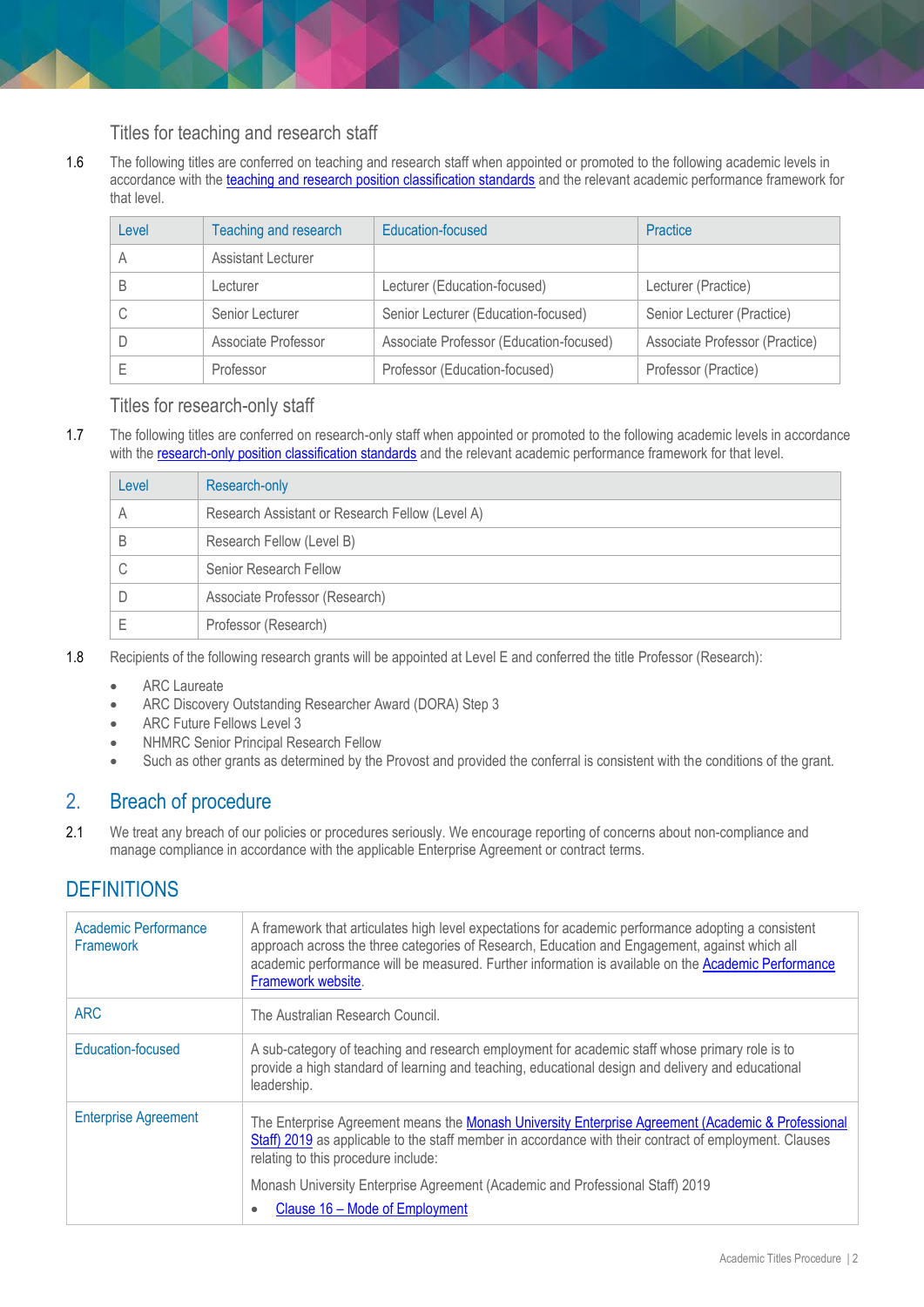### Titles for teaching and research staff

1.6 The following titles are conferred on teaching and research staff when appointed or promoted to the following academic levels in accordance with the [teaching and research position classification standards](#) and the relevant academic performance framework for that level.

| Level | Teaching and research | Education-focused | Practice |
|---|---|---|---|
| A | Assistant Lecturer | | |
| B | Lecturer | Lecturer (Education-focused) | Lecturer (Practice) |
| C | Senior Lecturer | Senior Lecturer (Education-focused) | Senior Lecturer (Practice) |
| D | Associate Professor | Associate Professor (Education-focused) | Associate Professor (Practice) |
| E | Professor | Professor (Education-focused) | Professor (Practice) |

### Titles for research-only staff

1.7 The following titles are conferred on research-only staff when appointed or promoted to the following academic levels in accordance with the [research-only position classification standards](#) and the relevant academic performance framework for that level.

| Level | Research-only |
|---|---|
| A | Research Assistant or Research Fellow (Level A) |
| B | Research Fellow (Level B) |
| C | Senior Research Fellow |
| D | Associate Professor (Research) |
| E | Professor (Research) |

1.8 Recipients of the following research grants will be appointed at Level E and conferred the title Professor (Research):

- ARC Laureate
- ARC Discovery Outstanding Researcher Award (DORA) Step 3
- ARC Future Fellows Level 3
- NHMRC Senior Principal Research Fellow
- Such as other grants as determined by the Provost and provided the conferral is consistent with the conditions of the grant.

## 2. Breach of procedure

2.1 We treat any breach of our policies or procedures seriously. We encourage reporting of concerns about non-compliance and manage compliance in accordance with the applicable Enterprise Agreement or contract terms.

# DEFINITIONS

| | |
|---|---|
| Academic Performance Framework | A framework that articulates high level expectations for academic performance adopting a consistent approach across the three categories of Research, Education and Engagement, against which all academic performance will be measured. Further information is available on the [Academic Performance Framework website](#). |
| ARC | The Australian Research Council. |
| Education-focused | A sub-category of teaching and research employment for academic staff whose primary role is to provide a high standard of learning and teaching, educational design and delivery and educational leadership. |
| Enterprise Agreement | The Enterprise Agreement means the [Monash University Enterprise Agreement (Academic & Professional Staff) 2019](#) as applicable to the staff member in accordance with their contract of employment. Clauses relating to this procedure include:<br><br>Monash University Enterprise Agreement (Academic and Professional Staff) 2019<br><br>• [Clause 16 – Mode of Employment](#) |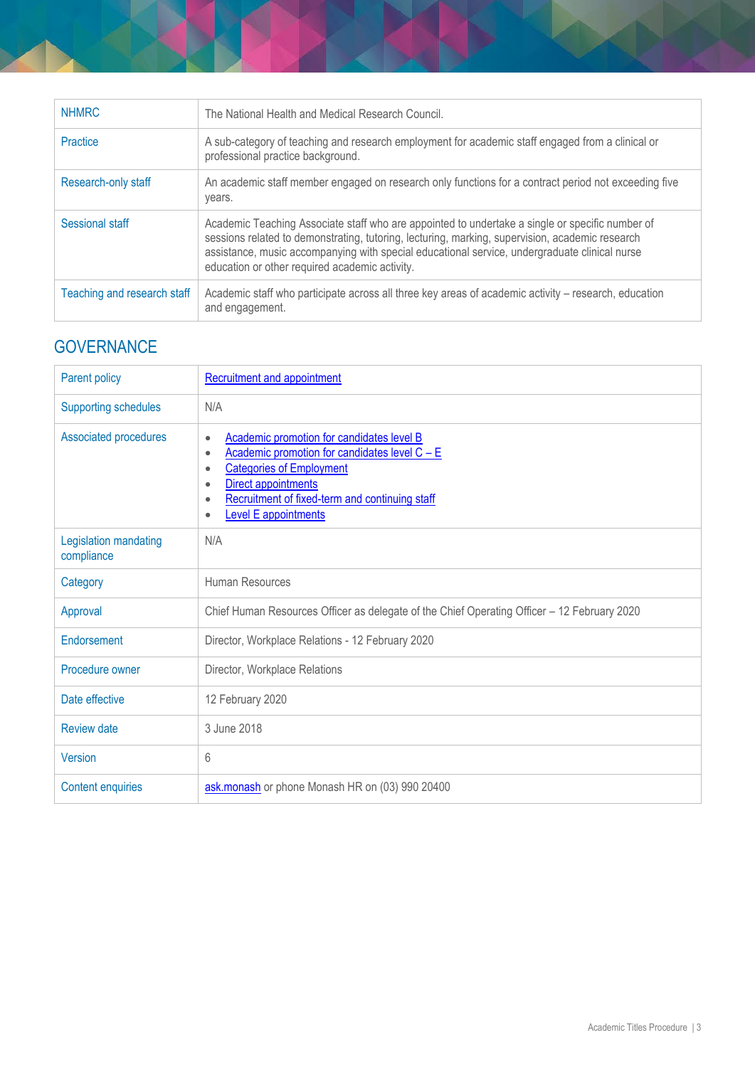| | |
|---|---|
| NHMRC | The National Health and Medical Research Council. |
| Practice | A sub-category of teaching and research employment for academic staff engaged from a clinical or professional practice background. |
| Research-only staff | An academic staff member engaged on research only functions for a contract period not exceeding five years. |
| Sessional staff | Academic Teaching Associate staff who are appointed to undertake a single or specific number of sessions related to demonstrating, tutoring, lecturing, marking, supervision, academic research assistance, music accompanying with special educational service, undergraduate clinical nurse education or other required academic activity. |
| Teaching and research staff | Academic staff who participate across all three key areas of academic activity – research, education and engagement. |

## GOVERNANCE

| | |
|---|---|
| Parent policy | Recruitment and appointment |
| Supporting schedules | N/A |
| Associated procedures | • Academic promotion for candidates level B<br>• Academic promotion for candidates level C – E<br>• Categories of Employment<br>• Direct appointments<br>• Recruitment of fixed-term and continuing staff<br>• Level E appointments |
| Legislation mandating compliance | N/A |
| Category | Human Resources |
| Approval | Chief Human Resources Officer as delegate of the Chief Operating Officer – 12 February 2020 |
| Endorsement | Director, Workplace Relations - 12 February 2020 |
| Procedure owner | Director, Workplace Relations |
| Date effective | 12 February 2020 |
| Review date | 3 June 2018 |
| Version | 6 |
| Content enquiries | ask.monash or phone Monash HR on (03) 990 20400 |